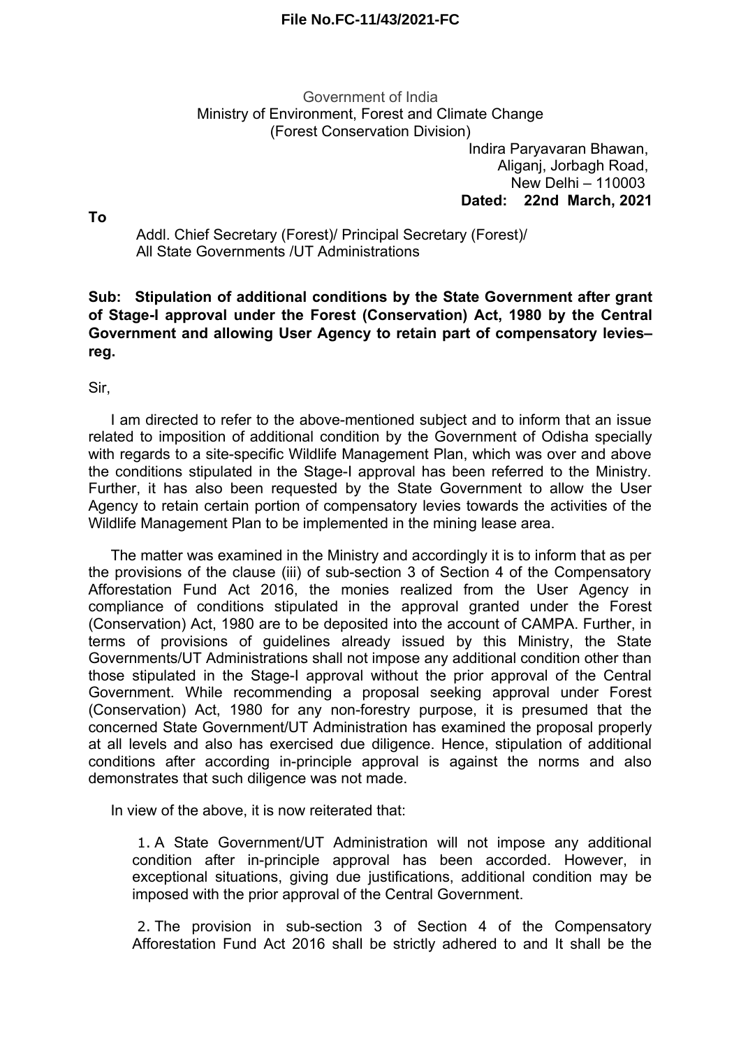**File No.FC-11/43/2021-FC**

Government of India
Ministry of Environment, Forest and Climate Change
(Forest Conservation Division)

Indira Paryavaran Bhawan,
Aliganj, Jorbagh Road,
New Delhi – 110003
**Dated: 22nd March, 2021**

**To**

Addl. Chief Secretary (Forest)/ Principal Secretary (Forest)/
All State Governments /UT Administrations

**Sub: Stipulation of additional conditions by the State Government after grant of Stage-I approval under the Forest (Conservation) Act, 1980 by the Central Government and allowing User Agency to retain part of compensatory levies– reg.**

Sir,

I am directed to refer to the above-mentioned subject and to inform that an issue related to imposition of additional condition by the Government of Odisha specially with regards to a site-specific Wildlife Management Plan, which was over and above the conditions stipulated in the Stage-I approval has been referred to the Ministry. Further, it has also been requested by the State Government to allow the User Agency to retain certain portion of compensatory levies towards the activities of the Wildlife Management Plan to be implemented in the mining lease area.

The matter was examined in the Ministry and accordingly it is to inform that as per the provisions of the clause (iii) of sub-section 3 of Section 4 of the Compensatory Afforestation Fund Act 2016, the monies realized from the User Agency in compliance of conditions stipulated in the approval granted under the Forest (Conservation) Act, 1980 are to be deposited into the account of CAMPA. Further, in terms of provisions of guidelines already issued by this Ministry, the State Governments/UT Administrations shall not impose any additional condition other than those stipulated in the Stage-I approval without the prior approval of the Central Government. While recommending a proposal seeking approval under Forest (Conservation) Act, 1980 for any non-forestry purpose, it is presumed that the concerned State Government/UT Administration has examined the proposal properly at all levels and also has exercised due diligence. Hence, stipulation of additional conditions after according in-principle approval is against the norms and also demonstrates that such diligence was not made.

In view of the above, it is now reiterated that:

1. A State Government/UT Administration will not impose any additional condition after in-principle approval has been accorded. However, in exceptional situations, giving due justifications, additional condition may be imposed with the prior approval of the Central Government.

2. The provision in sub-section 3 of Section 4 of the Compensatory Afforestation Fund Act 2016 shall be strictly adhered to and It shall be the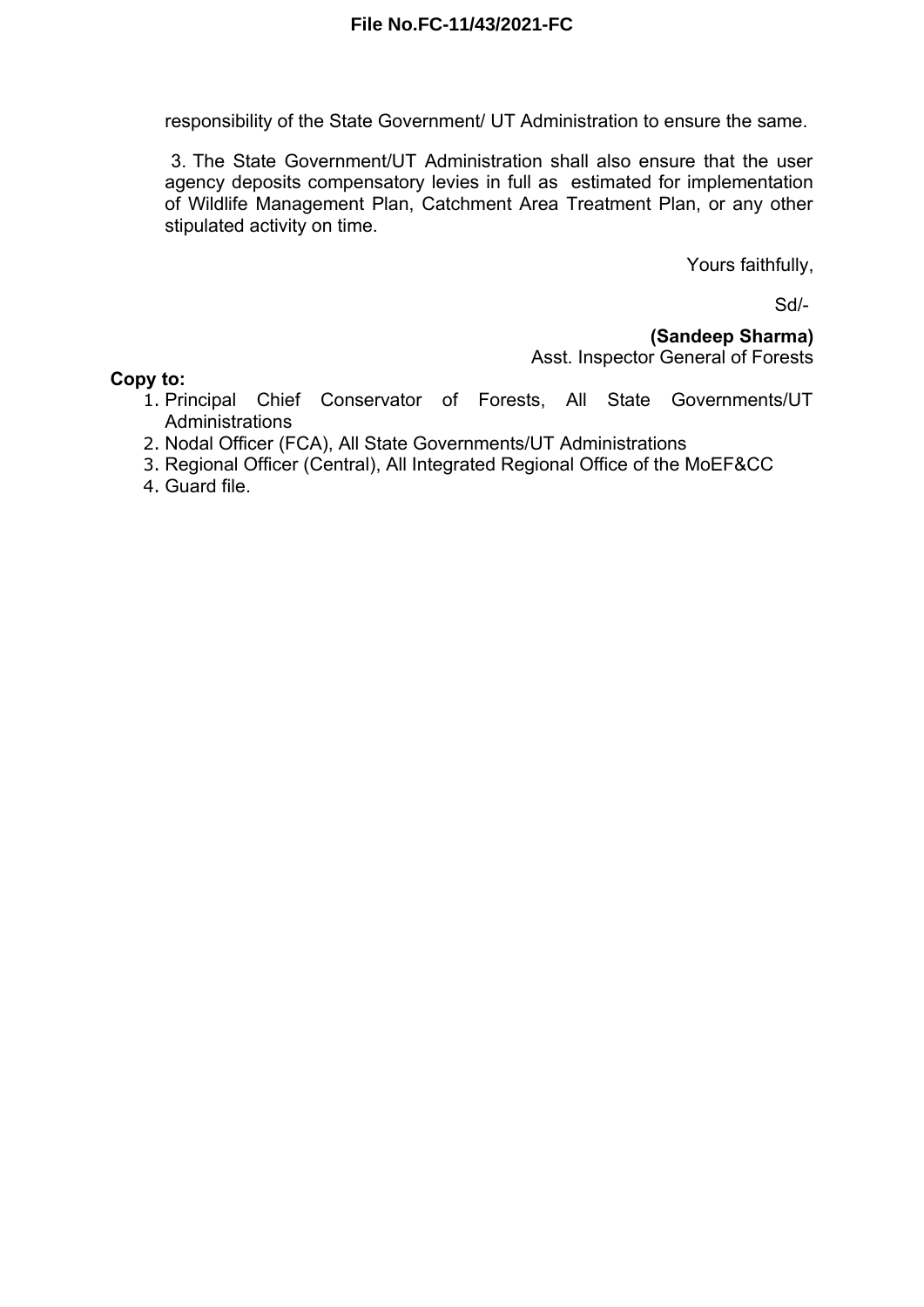responsibility of the State Government/ UT Administration to ensure the same.

3. The State Government/UT Administration shall also ensure that the user agency deposits compensatory levies in full as estimated for implementation of Wildlife Management Plan, Catchment Area Treatment Plan, or any other stipulated activity on time.

Yours faithfully,

Sd/-

**(Sandeep Sharma)**
Asst. Inspector General of Forests

**Copy to:**

1. Principal Chief Conservator of Forests, All State Governments/UT Administrations
2. Nodal Officer (FCA), All State Governments/UT Administrations
3. Regional Officer (Central), All Integrated Regional Office of the MoEF&CC
4. Guard file.